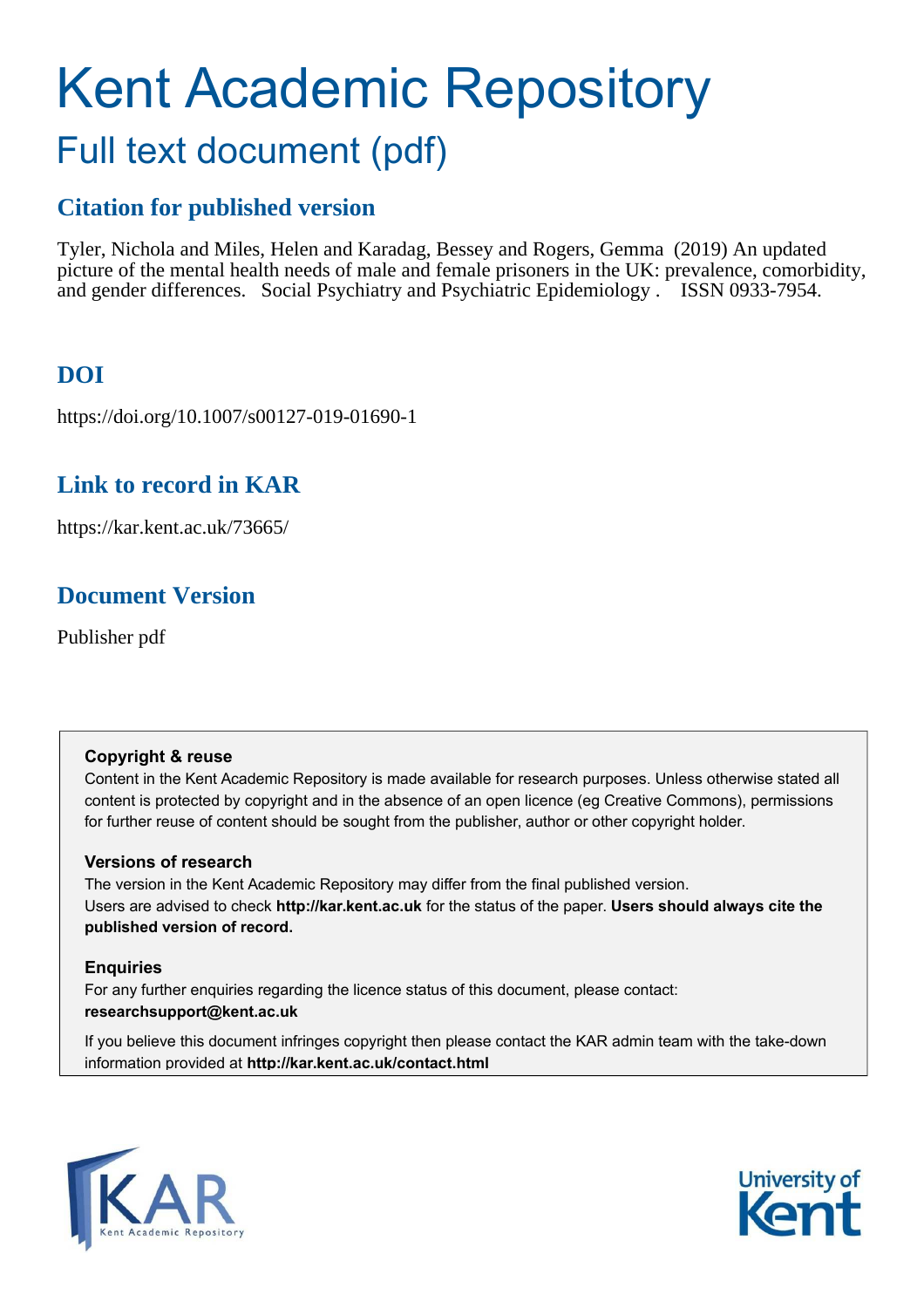# Kent Academic Repository

## Full text document (pdf)

## Citation for published version

Tyler, Nichola and Miles, Helen and Karadag, Bessey and Rogers, Gemma (2019) An updated picture of the mental health needs of male and female prisoners in the UK: prevalence, comorbidity, and gender differences. Social Psychiatry and Psychiatric Epidemiology . ISSN 0933-7954.

## DOI

https://doi.org/10.1007/s00127-019-01690-1

## Link to record in KAR

https://kar.kent.ac.uk/73665/

## Document Version

Publisher pdf

**Copyright & reuse**

Content in the Kent Academic Repository is made available for research purposes. Unless otherwise stated all content is protected by copyright and in the absence of an open licence (eg Creative Commons), permissions for further reuse of content should be sought from the publisher, author or other copyright holder.

**Versions of research**

The version in the Kent Academic Repository may differ from the final published version. Users are advised to check **http://kar.kent.ac.uk** for the status of the paper. **Users should always cite the published version of record.**

**Enquiries**

For any further enquiries regarding the licence status of this document, please contact: **researchsupport@kent.ac.uk**

If you believe this document infringes copyright then please contact the KAR admin team with the take-down information provided at **http://kar.kent.ac.uk/contact.html**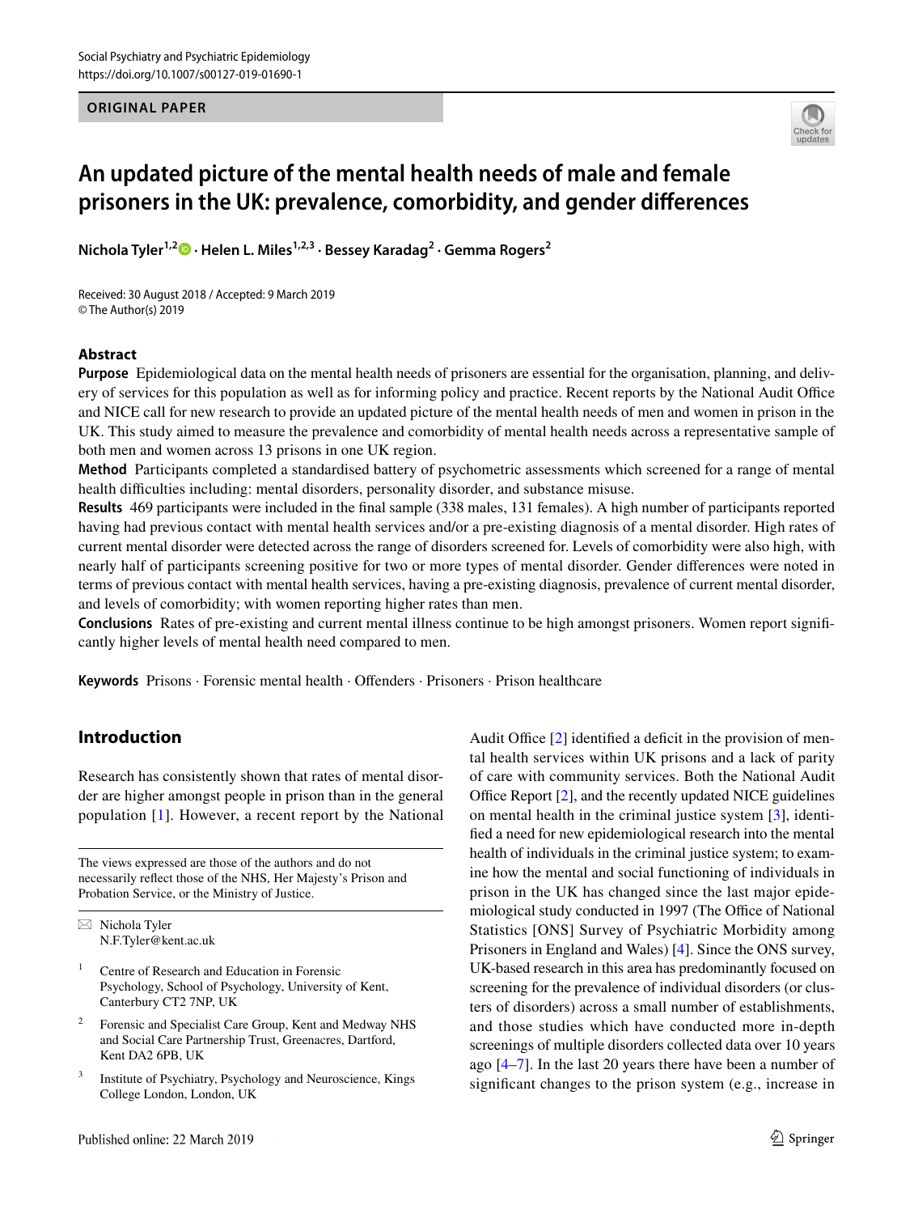ORIGINAL PAPER

# An updated picture of the mental health needs of male and female prisoners in the UK: prevalence, comorbidity, and gender differences

**Nichola Tyler[1,2] · Helen L. Miles[1,2,3] · Bessey Karadag[2] · Gemma Rogers[2]**

Received: 30 August 2018 / Accepted: 9 March 2019
© The Author(s) 2019

## Abstract

**Purpose** Epidemiological data on the mental health needs of prisoners are essential for the organisation, planning, and delivery of services for this population as well as for informing policy and practice. Recent reports by the National Audit Office and NICE call for new research to provide an updated picture of the mental health needs of men and women in prison in the UK. This study aimed to measure the prevalence and comorbidity of mental health needs across a representative sample of both men and women across 13 prisons in one UK region.

**Method** Participants completed a standardised battery of psychometric assessments which screened for a range of mental health difficulties including: mental disorders, personality disorder, and substance misuse.

**Results** 469 participants were included in the final sample (338 males, 131 females). A high number of participants reported having had previous contact with mental health services and/or a pre-existing diagnosis of a mental disorder. High rates of current mental disorder were detected across the range of disorders screened for. Levels of comorbidity were also high, with nearly half of participants screening positive for two or more types of mental disorder. Gender differences were noted in terms of previous contact with mental health services, having a pre-existing diagnosis, prevalence of current mental disorder, and levels of comorbidity; with women reporting higher rates than men.

**Conclusions** Rates of pre-existing and current mental illness continue to be high amongst prisoners. Women report significantly higher levels of mental health need compared to men.

**Keywords** Prisons · Forensic mental health · Offenders · Prisoners · Prison healthcare

## Introduction

Research has consistently shown that rates of mental disorder are higher amongst people in prison than in the general population [1]. However, a recent report by the National Audit Office [2] identified a deficit in the provision of mental health services within UK prisons and a lack of parity of care with community services. Both the National Audit Office Report [2], and the recently updated NICE guidelines on mental health in the criminal justice system [3], identified a need for new epidemiological research into the mental health of individuals in the criminal justice system; to examine how the mental and social functioning of individuals in prison in the UK has changed since the last major epidemiological study conducted in 1997 (The Office of National Statistics [ONS] Survey of Psychiatric Morbidity among Prisoners in England and Wales) [4]. Since the ONS survey, UK-based research in this area has predominantly focused on screening for the prevalence of individual disorders (or clusters of disorders) across a small number of establishments, and those studies which have conducted more in-depth screenings of multiple disorders collected data over 10 years ago [4–7]. In the last 20 years there have been a number of significant changes to the prison system (e.g., increase in

---

The views expressed are those of the authors and do not necessarily reflect those of the NHS, Her Majesty's Prison and Probation Service, or the Ministry of Justice.

✉ Nichola Tyler
N.F.Tyler@kent.ac.uk

1 Centre of Research and Education in Forensic Psychology, School of Psychology, University of Kent, Canterbury CT2 7NP, UK

2 Forensic and Specialist Care Group, Kent and Medway NHS and Social Care Partnership Trust, Greenacres, Dartford, Kent DA2 6PB, UK

3 Institute of Psychiatry, Psychology and Neuroscience, Kings College London, London, UK

Published online: 22 March 2019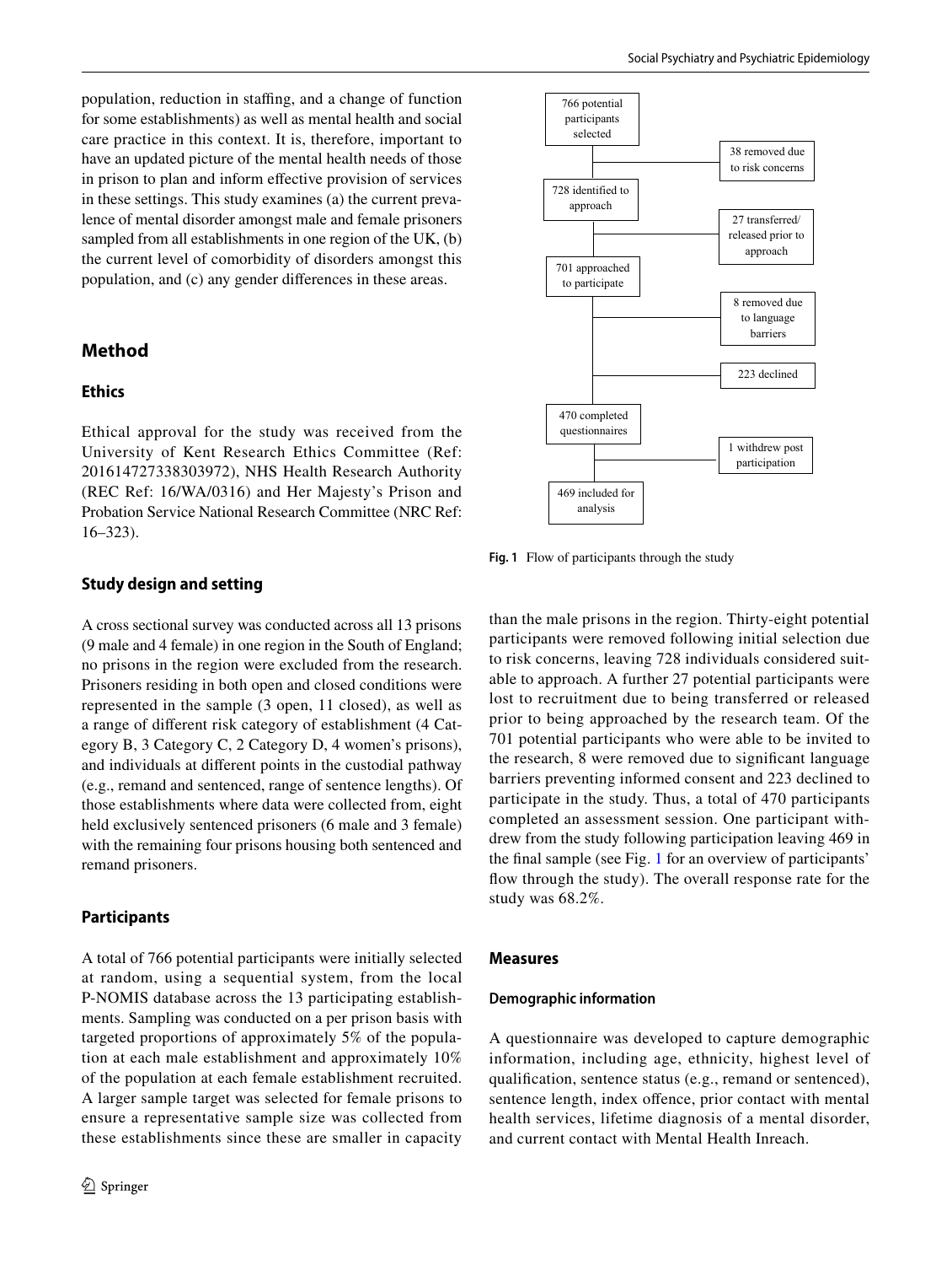population, reduction in staffing, and a change of function for some establishments) as well as mental health and social care practice in this context. It is, therefore, important to have an updated picture of the mental health needs of those in prison to plan and inform effective provision of services in these settings. This study examines (a) the current prevalence of mental disorder amongst male and female prisoners sampled from all establishments in one region of the UK, (b) the current level of comorbidity of disorders amongst this population, and (c) any gender differences in these areas.

## Method

### Ethics

Ethical approval for the study was received from the University of Kent Research Ethics Committee (Ref: 201614727338303972), NHS Health Research Authority (REC Ref: 16/WA/0316) and Her Majesty's Prison and Probation Service National Research Committee (NRC Ref: 16–323).

### Study design and setting

A cross sectional survey was conducted across all 13 prisons (9 male and 4 female) in one region in the South of England; no prisons in the region were excluded from the research. Prisoners residing in both open and closed conditions were represented in the sample (3 open, 11 closed), as well as a range of different risk category of establishment (4 Category B, 3 Category C, 2 Category D, 4 women's prisons), and individuals at different points in the custodial pathway (e.g., remand and sentenced, range of sentence lengths). Of those establishments where data were collected from, eight held exclusively sentenced prisoners (6 male and 3 female) with the remaining four prisons housing both sentenced and remand prisoners.

### Participants

A total of 766 potential participants were initially selected at random, using a sequential system, from the local P-NOMIS database across the 13 participating establishments. Sampling was conducted on a per prison basis with targeted proportions of approximately 5% of the population at each male establishment and approximately 10% of the population at each female establishment recruited. A larger sample target was selected for female prisons to ensure a representative sample size was collected from these establishments since these are smaller in capacity than the male prisons in the region. Thirty-eight potential participants were removed following initial selection due to risk concerns, leaving 728 individuals considered suitable to approach. A further 27 potential participants were lost to recruitment due to being transferred or released prior to being approached by the research team. Of the 701 potential participants who were able to be invited to the research, 8 were removed due to significant language barriers preventing informed consent and 223 declined to participate in the study. Thus, a total of 470 participants completed an assessment session. One participant withdrew from the study following participation leaving 469 in the final sample (see Fig. 1 for an overview of participants' flow through the study). The overall response rate for the study was 68.2%.

766 potential participants selected → 38 removed due to risk concerns → 728 identified to approach → 27 transferred/released prior to approach → 701 approached to participate → 8 removed due to language barriers; 223 declined → 470 completed questionnaires → 1 withdrew post participation → 469 included for analysis

**Fig. 1** Flow of participants through the study

### Measures

#### Demographic information

A questionnaire was developed to capture demographic information, including age, ethnicity, highest level of qualification, sentence status (e.g., remand or sentenced), sentence length, index offence, prior contact with mental health services, lifetime diagnosis of a mental disorder, and current contact with Mental Health Inreach.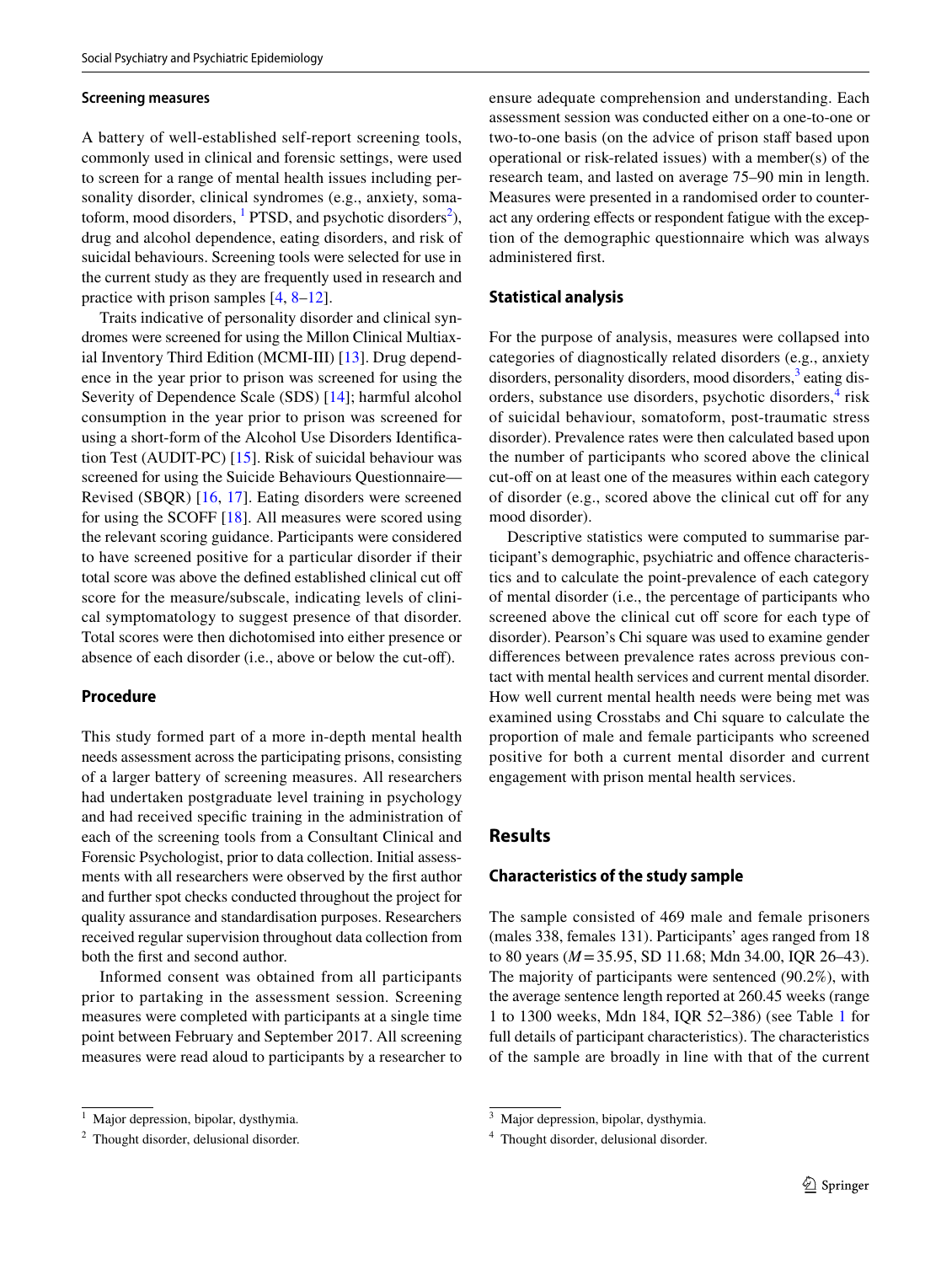#### Screening measures

A battery of well-established self-report screening tools, commonly used in clinical and forensic settings, were used to screen for a range of mental health issues including personality disorder, clinical syndromes (e.g., anxiety, somatoform, mood disorders, [1] PTSD, and psychotic disorders[2]), drug and alcohol dependence, eating disorders, and risk of suicidal behaviours. Screening tools were selected for use in the current study as they are frequently used in research and practice with prison samples [4, 8–12].

Traits indicative of personality disorder and clinical syndromes were screened for using the Millon Clinical Multiaxial Inventory Third Edition (MCMI-III) [13]. Drug dependence in the year prior to prison was screened for using the Severity of Dependence Scale (SDS) [14]; harmful alcohol consumption in the year prior to prison was screened for using a short-form of the Alcohol Use Disorders Identification Test (AUDIT-PC) [15]. Risk of suicidal behaviour was screened for using the Suicide Behaviours Questionnaire—Revised (SBQR) [16, 17]. Eating disorders were screened for using the SCOFF [18]. All measures were scored using the relevant scoring guidance. Participants were considered to have screened positive for a particular disorder if their total score was above the defined established clinical cut off score for the measure/subscale, indicating levels of clinical symptomatology to suggest presence of that disorder. Total scores were then dichotomised into either presence or absence of each disorder (i.e., above or below the cut-off).

#### Procedure

This study formed part of a more in-depth mental health needs assessment across the participating prisons, consisting of a larger battery of screening measures. All researchers had undertaken postgraduate level training in psychology and had received specific training in the administration of each of the screening tools from a Consultant Clinical and Forensic Psychologist, prior to data collection. Initial assessments with all researchers were observed by the first author and further spot checks conducted throughout the project for quality assurance and standardisation purposes. Researchers received regular supervision throughout data collection from both the first and second author.

Informed consent was obtained from all participants prior to partaking in the assessment session. Screening measures were completed with participants at a single time point between February and September 2017. All screening measures were read aloud to participants by a researcher to ensure adequate comprehension and understanding. Each assessment session was conducted either on a one-to-one or two-to-one basis (on the advice of prison staff based upon operational or risk-related issues) with a member(s) of the research team, and lasted on average 75–90 min in length. Measures were presented in a randomised order to counteract any ordering effects or respondent fatigue with the exception of the demographic questionnaire which was always administered first.

#### Statistical analysis

For the purpose of analysis, measures were collapsed into categories of diagnostically related disorders (e.g., anxiety disorders, personality disorders, mood disorders,[3] eating disorders, substance use disorders, psychotic disorders,[4] risk of suicidal behaviour, somatoform, post-traumatic stress disorder). Prevalence rates were then calculated based upon the number of participants who scored above the clinical cut-off on at least one of the measures within each category of disorder (e.g., scored above the clinical cut off for any mood disorder).

Descriptive statistics were computed to summarise participant's demographic, psychiatric and offence characteristics and to calculate the point-prevalence of each category of mental disorder (i.e., the percentage of participants who screened above the clinical cut off score for each type of disorder). Pearson's Chi square was used to examine gender differences between prevalence rates across previous contact with mental health services and current mental disorder. How well current mental health needs were being met was examined using Crosstabs and Chi square to calculate the proportion of male and female participants who screened positive for both a current mental disorder and current engagement with prison mental health services.

## Results

#### Characteristics of the study sample

The sample consisted of 469 male and female prisoners (males 338, females 131). Participants' ages ranged from 18 to 80 years ($M = 35.95$, SD 11.68; Mdn 34.00, IQR 26–43). The majority of participants were sentenced (90.2%), with the average sentence length reported at 260.45 weeks (range 1 to 1300 weeks, Mdn 184, IQR 52–386) (see Table 1 for full details of participant characteristics). The characteristics of the sample are broadly in line with that of the current

[1] Major depression, bipolar, dysthymia.

[2] Thought disorder, delusional disorder.

[3] Major depression, bipolar, dysthymia.

[4] Thought disorder, delusional disorder.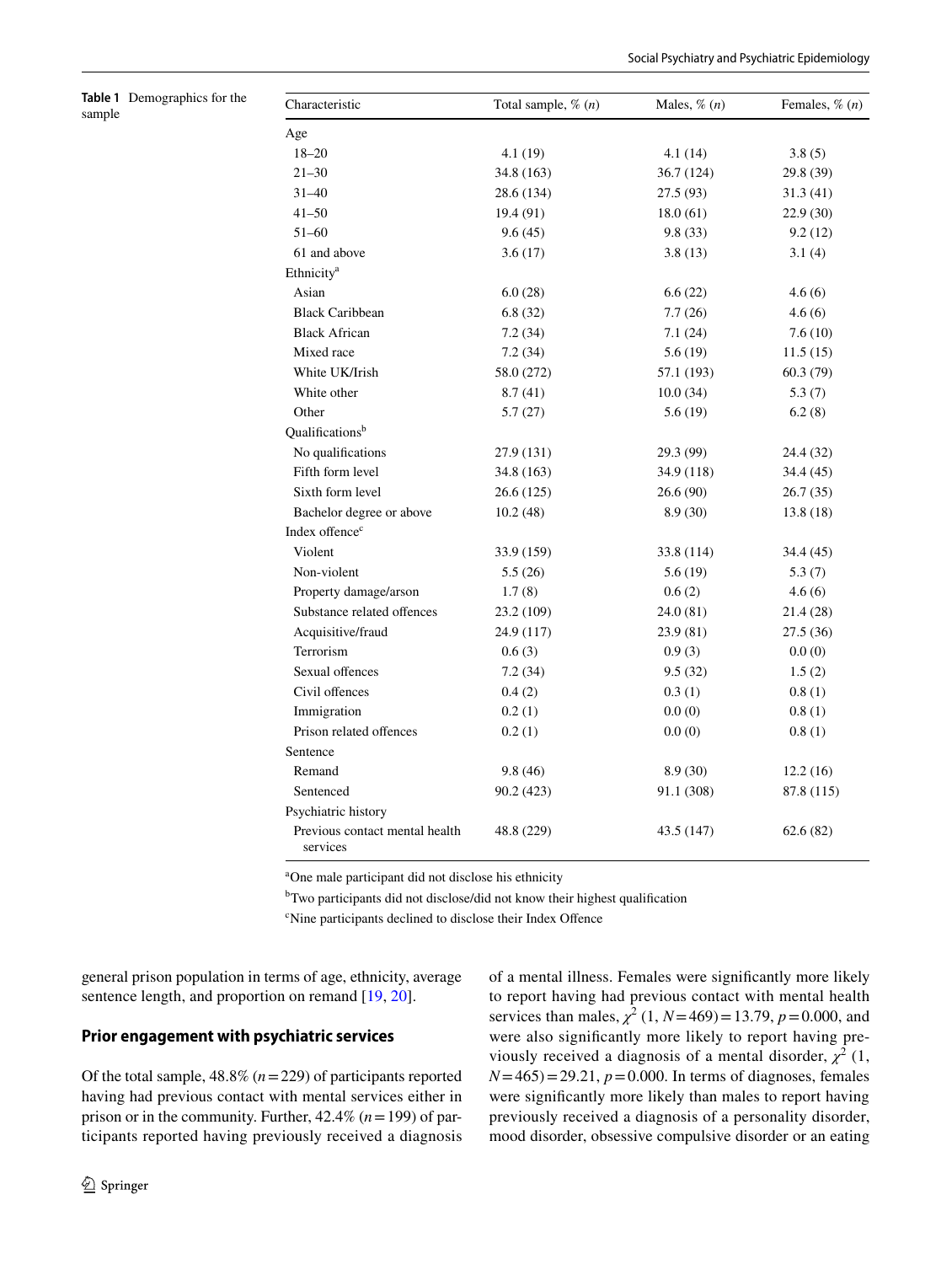**Table 1** Demographics for the sample

| Characteristic | Total sample, % (*n*) | Males, % (*n*) | Females, % (*n*) |
|---|---|---|---|
| Age | | | |
| 18–20 | 4.1 (19) | 4.1 (14) | 3.8 (5) |
| 21–30 | 34.8 (163) | 36.7 (124) | 29.8 (39) |
| 31–40 | 28.6 (134) | 27.5 (93) | 31.3 (41) |
| 41–50 | 19.4 (91) | 18.0 (61) | 22.9 (30) |
| 51–60 | 9.6 (45) | 9.8 (33) | 9.2 (12) |
| 61 and above | 3.6 (17) | 3.8 (13) | 3.1 (4) |
| Ethnicity[a] | | | |
| Asian | 6.0 (28) | 6.6 (22) | 4.6 (6) |
| Black Caribbean | 6.8 (32) | 7.7 (26) | 4.6 (6) |
| Black African | 7.2 (34) | 7.1 (24) | 7.6 (10) |
| Mixed race | 7.2 (34) | 5.6 (19) | 11.5 (15) |
| White UK/Irish | 58.0 (272) | 57.1 (193) | 60.3 (79) |
| White other | 8.7 (41) | 10.0 (34) | 5.3 (7) |
| Other | 5.7 (27) | 5.6 (19) | 6.2 (8) |
| Qualifications[b] | | | |
| No qualifications | 27.9 (131) | 29.3 (99) | 24.4 (32) |
| Fifth form level | 34.8 (163) | 34.9 (118) | 34.4 (45) |
| Sixth form level | 26.6 (125) | 26.6 (90) | 26.7 (35) |
| Bachelor degree or above | 10.2 (48) | 8.9 (30) | 13.8 (18) |
| Index offence[c] | | | |
| Violent | 33.9 (159) | 33.8 (114) | 34.4 (45) |
| Non-violent | 5.5 (26) | 5.6 (19) | 5.3 (7) |
| Property damage/arson | 1.7 (8) | 0.6 (2) | 4.6 (6) |
| Substance related offences | 23.2 (109) | 24.0 (81) | 21.4 (28) |
| Acquisitive/fraud | 24.9 (117) | 23.9 (81) | 27.5 (36) |
| Terrorism | 0.6 (3) | 0.9 (3) | 0.0 (0) |
| Sexual offences | 7.2 (34) | 9.5 (32) | 1.5 (2) |
| Civil offences | 0.4 (2) | 0.3 (1) | 0.8 (1) |
| Immigration | 0.2 (1) | 0.0 (0) | 0.8 (1) |
| Prison related offences | 0.2 (1) | 0.0 (0) | 0.8 (1) |
| Sentence | | | |
| Remand | 9.8 (46) | 8.9 (30) | 12.2 (16) |
| Sentenced | 90.2 (423) | 91.1 (308) | 87.8 (115) |
| Psychiatric history | | | |
| Previous contact mental health services | 48.8 (229) | 43.5 (147) | 62.6 (82) |

[a] One male participant did not disclose his ethnicity

[b] Two participants did not disclose/did not know their highest qualification

[c] Nine participants declined to disclose their Index Offence

general prison population in terms of age, ethnicity, average sentence length, and proportion on remand [19, 20].

## Prior engagement with psychiatric services

Of the total sample, 48.8% ($n=229$) of participants reported having had previous contact with mental services either in prison or in the community. Further, 42.4% ($n=199$) of participants reported having previously received a diagnosis of a mental illness. Females were significantly more likely to report having had previous contact with mental health services than males, $\chi^2$ (1, $N=469$) = 13.79, $p=0.000$, and were also significantly more likely to report having previously received a diagnosis of a mental disorder, $\chi^2$ (1, $N=465$) = 29.21, $p=0.000$. In terms of diagnoses, females were significantly more likely than males to report having previously received a diagnosis of a personality disorder, mood disorder, obsessive compulsive disorder or an eating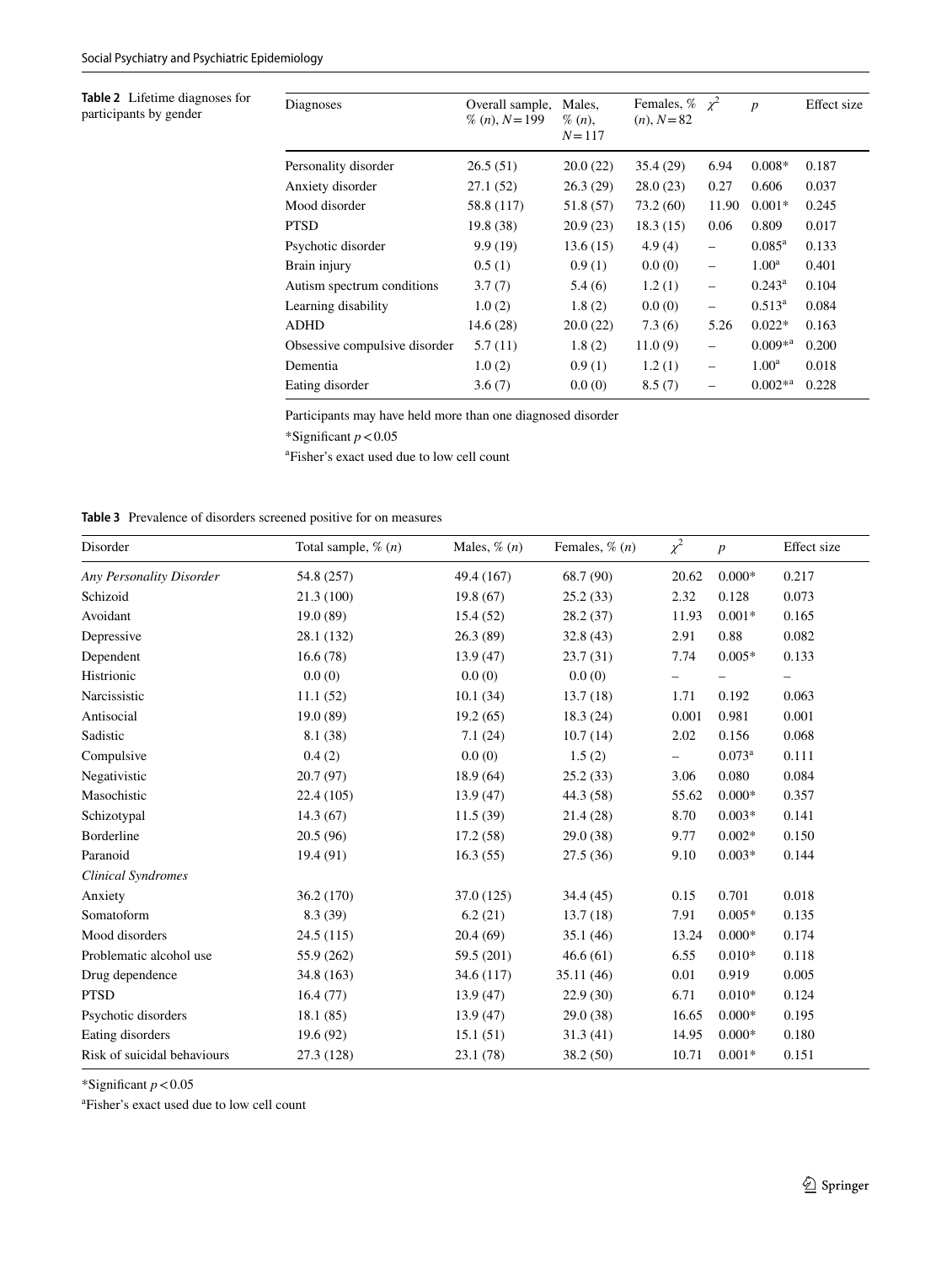**Table 2** Lifetime diagnoses for participants by gender

| Diagnoses | Overall sample, % (*n*), *N* = 199 | Males, % (*n*), *N* = 117 | Females, % (*n*), *N* = 82 | $\chi^2$ | *p* | Effect size |
|---|---|---|---|---|---|---|
| Personality disorder | 26.5 (51) | 20.0 (22) | 35.4 (29) | 6.94 | 0.008* | 0.187 |
| Anxiety disorder | 27.1 (52) | 26.3 (29) | 28.0 (23) | 0.27 | 0.606 | 0.037 |
| Mood disorder | 58.8 (117) | 51.8 (57) | 73.2 (60) | 11.90 | 0.001* | 0.245 |
| PTSD | 19.8 (38) | 20.9 (23) | 18.3 (15) | 0.06 | 0.809 | 0.017 |
| Psychotic disorder | 9.9 (19) | 13.6 (15) | 4.9 (4) | – | 0.085[a] | 0.133 |
| Brain injury | 0.5 (1) | 0.9 (1) | 0.0 (0) | – | 1.00[a] | 0.401 |
| Autism spectrum conditions | 3.7 (7) | 5.4 (6) | 1.2 (1) | – | 0.243[a] | 0.104 |
| Learning disability | 1.0 (2) | 1.8 (2) | 0.0 (0) | – | 0.513[a] | 0.084 |
| ADHD | 14.6 (28) | 20.0 (22) | 7.3 (6) | 5.26 | 0.022* | 0.163 |
| Obsessive compulsive disorder | 5.7 (11) | 1.8 (2) | 11.0 (9) | – | 0.009*[a] | 0.200 |
| Dementia | 1.0 (2) | 0.9 (1) | 1.2 (1) | – | 1.00[a] | 0.018 |
| Eating disorder | 3.6 (7) | 0.0 (0) | 8.5 (7) | – | 0.002*[a] | 0.228 |

Participants may have held more than one diagnosed disorder

*Significant $p < 0.05$

[a]Fisher's exact used due to low cell count

**Table 3** Prevalence of disorders screened positive for on measures

| Disorder | Total sample, % (*n*) | Males, % (*n*) | Females, % (*n*) | $\chi^2$ | *p* | Effect size |
|---|---|---|---|---|---|---|
| *Any Personality Disorder* | 54.8 (257) | 49.4 (167) | 68.7 (90) | 20.62 | 0.000* | 0.217 |
| Schizoid | 21.3 (100) | 19.8 (67) | 25.2 (33) | 2.32 | 0.128 | 0.073 |
| Avoidant | 19.0 (89) | 15.4 (52) | 28.2 (37) | 11.93 | 0.001* | 0.165 |
| Depressive | 28.1 (132) | 26.3 (89) | 32.8 (43) | 2.91 | 0.88 | 0.082 |
| Dependent | 16.6 (78) | 13.9 (47) | 23.7 (31) | 7.74 | 0.005* | 0.133 |
| Histrionic | 0.0 (0) | 0.0 (0) | 0.0 (0) | – | – | – |
| Narcissistic | 11.1 (52) | 10.1 (34) | 13.7 (18) | 1.71 | 0.192 | 0.063 |
| Antisocial | 19.0 (89) | 19.2 (65) | 18.3 (24) | 0.001 | 0.981 | 0.001 |
| Sadistic | 8.1 (38) | 7.1 (24) | 10.7 (14) | 2.02 | 0.156 | 0.068 |
| Compulsive | 0.4 (2) | 0.0 (0) | 1.5 (2) | – | 0.073[a] | 0.111 |
| Negativistic | 20.7 (97) | 18.9 (64) | 25.2 (33) | 3.06 | 0.080 | 0.084 |
| Masochistic | 22.4 (105) | 13.9 (47) | 44.3 (58) | 55.62 | 0.000* | 0.357 |
| Schizotypal | 14.3 (67) | 11.5 (39) | 21.4 (28) | 8.70 | 0.003* | 0.141 |
| Borderline | 20.5 (96) | 17.2 (58) | 29.0 (38) | 9.77 | 0.002* | 0.150 |
| Paranoid | 19.4 (91) | 16.3 (55) | 27.5 (36) | 9.10 | 0.003* | 0.144 |
| *Clinical Syndromes* | | | | | | |
| Anxiety | 36.2 (170) | 37.0 (125) | 34.4 (45) | 0.15 | 0.701 | 0.018 |
| Somatoform | 8.3 (39) | 6.2 (21) | 13.7 (18) | 7.91 | 0.005* | 0.135 |
| Mood disorders | 24.5 (115) | 20.4 (69) | 35.1 (46) | 13.24 | 0.000* | 0.174 |
| Problematic alcohol use | 55.9 (262) | 59.5 (201) | 46.6 (61) | 6.55 | 0.010* | 0.118 |
| Drug dependence | 34.8 (163) | 34.6 (117) | 35.11 (46) | 0.01 | 0.919 | 0.005 |
| PTSD | 16.4 (77) | 13.9 (47) | 22.9 (30) | 6.71 | 0.010* | 0.124 |
| Psychotic disorders | 18.1 (85) | 13.9 (47) | 29.0 (38) | 16.65 | 0.000* | 0.195 |
| Eating disorders | 19.6 (92) | 15.1 (51) | 31.3 (41) | 14.95 | 0.000* | 0.180 |
| Risk of suicidal behaviours | 27.3 (128) | 23.1 (78) | 38.2 (50) | 10.71 | 0.001* | 0.151 |

*Significant $p < 0.05$

[a]Fisher's exact used due to low cell count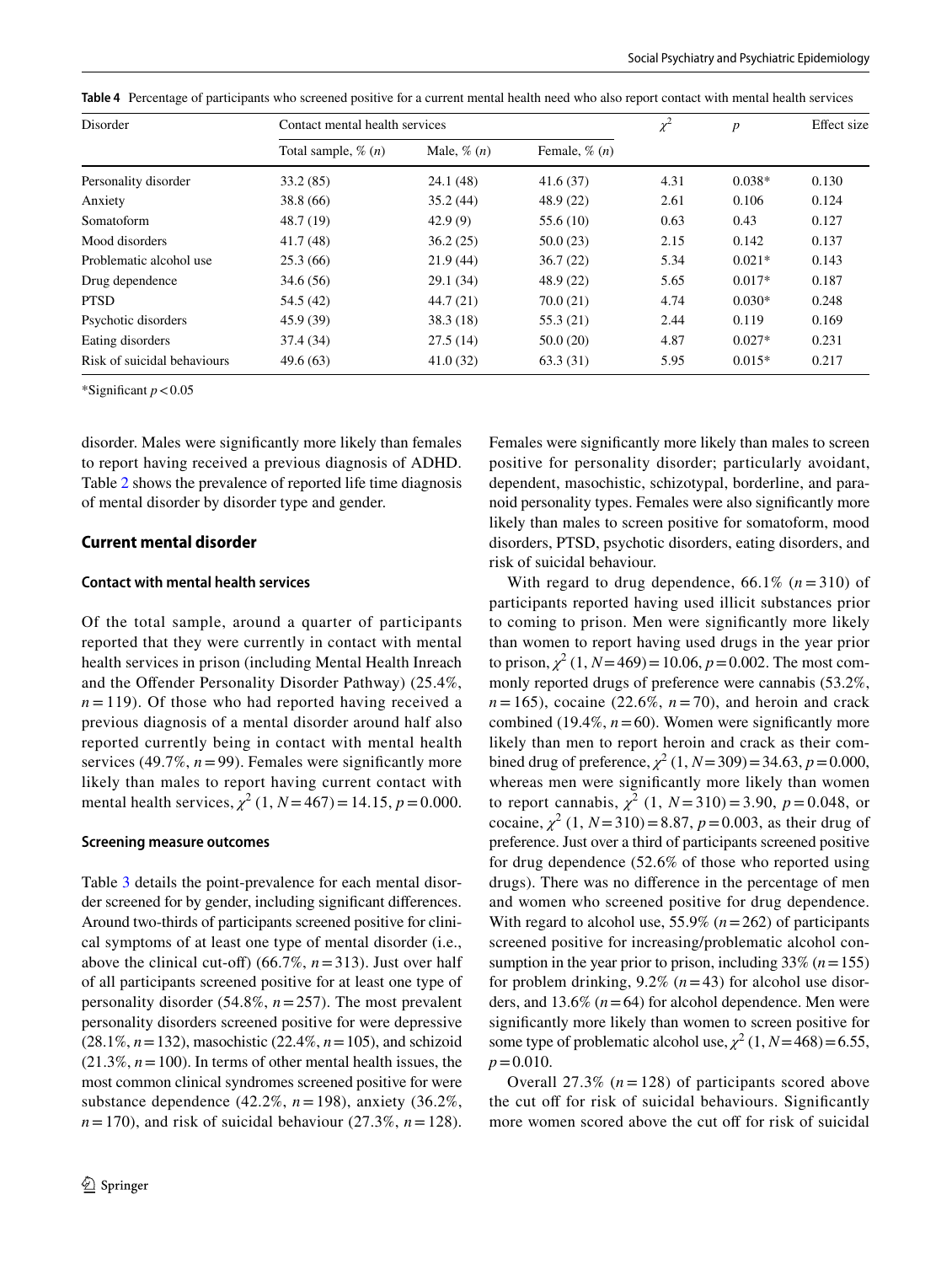**Table 4** Percentage of participants who screened positive for a current mental health need who also report contact with mental health services

| Disorder | Contact mental health services | | | $\chi^2$ | $p$ | Effect size |
|---|---|---|---|---|---|---|
| | Total sample, % ($n$) | Male, % ($n$) | Female, % ($n$) | | | |
| Personality disorder | 33.2 (85) | 24.1 (48) | 41.6 (37) | 4.31 | 0.038* | 0.130 |
| Anxiety | 38.8 (66) | 35.2 (44) | 48.9 (22) | 2.61 | 0.106 | 0.124 |
| Somatoform | 48.7 (19) | 42.9 (9) | 55.6 (10) | 0.63 | 0.43 | 0.127 |
| Mood disorders | 41.7 (48) | 36.2 (25) | 50.0 (23) | 2.15 | 0.142 | 0.137 |
| Problematic alcohol use | 25.3 (66) | 21.9 (44) | 36.7 (22) | 5.34 | 0.021* | 0.143 |
| Drug dependence | 34.6 (56) | 29.1 (34) | 48.9 (22) | 5.65 | 0.017* | 0.187 |
| PTSD | 54.5 (42) | 44.7 (21) | 70.0 (21) | 4.74 | 0.030* | 0.248 |
| Psychotic disorders | 45.9 (39) | 38.3 (18) | 55.3 (21) | 2.44 | 0.119 | 0.169 |
| Eating disorders | 37.4 (34) | 27.5 (14) | 50.0 (20) | 4.87 | 0.027* | 0.231 |
| Risk of suicidal behaviours | 49.6 (63) | 41.0 (32) | 63.3 (31) | 5.95 | 0.015* | 0.217 |

*Significant $p < 0.05$

disorder. Males were significantly more likely than females to report having received a previous diagnosis of ADHD. Table 2 shows the prevalence of reported life time diagnosis of mental disorder by disorder type and gender.

## Current mental disorder

### Contact with mental health services

Of the total sample, around a quarter of participants reported that they were currently in contact with mental health services in prison (including Mental Health Inreach and the Offender Personality Disorder Pathway) (25.4%, $n = 119$). Of those who had reported having received a previous diagnosis of a mental disorder around half also reported currently being in contact with mental health services (49.7%, $n = 99$). Females were significantly more likely than males to report having current contact with mental health services, $\chi^2$ (1, $N = 467$) = 14.15, $p = 0.000$.

### Screening measure outcomes

Table 3 details the point-prevalence for each mental disorder screened for by gender, including significant differences. Around two-thirds of participants screened positive for clinical symptoms of at least one type of mental disorder (i.e., above the clinical cut-off) (66.7%, $n = 313$). Just over half of all participants screened positive for at least one type of personality disorder (54.8%, $n = 257$). The most prevalent personality disorders screened positive for were depressive (28.1%, $n = 132$), masochistic (22.4%, $n = 105$), and schizoid (21.3%, $n = 100$). In terms of other mental health issues, the most common clinical syndromes screened positive for were substance dependence (42.2%, $n = 198$), anxiety (36.2%, $n = 170$), and risk of suicidal behaviour (27.3%, $n = 128$). Females were significantly more likely than males to screen positive for personality disorder; particularly avoidant, dependent, masochistic, schizotypal, borderline, and paranoid personality types. Females were also significantly more likely than males to screen positive for somatoform, mood disorders, PTSD, psychotic disorders, eating disorders, and risk of suicidal behaviour.

With regard to drug dependence, 66.1% ($n = 310$) of participants reported having used illicit substances prior to coming to prison. Men were significantly more likely than women to report having used drugs in the year prior to prison, $\chi^2$ (1, $N = 469$) = 10.06, $p = 0.002$. The most commonly reported drugs of preference were cannabis (53.2%, $n = 165$), cocaine (22.6%, $n = 70$), and heroin and crack combined (19.4%, $n = 60$). Women were significantly more likely than men to report heroin and crack as their combined drug of preference, $\chi^2$ (1, $N = 309$) = 34.63, $p = 0.000$, whereas men were significantly more likely than women to report cannabis, $\chi^2$ (1, $N = 310$) = 3.90, $p = 0.048$, or cocaine, $\chi^2$ (1, $N = 310$) = 8.87, $p = 0.003$, as their drug of preference. Just over a third of participants screened positive for drug dependence (52.6% of those who reported using drugs). There was no difference in the percentage of men and women who screened positive for drug dependence. With regard to alcohol use, 55.9% ($n = 262$) of participants screened positive for increasing/problematic alcohol consumption in the year prior to prison, including 33% ($n = 155$) for problem drinking, 9.2% ($n = 43$) for alcohol use disorders, and 13.6% ($n = 64$) for alcohol dependence. Men were significantly more likely than women to screen positive for some type of problematic alcohol use, $\chi^2$ (1, $N = 468$) = 6.55, $p = 0.010$.

Overall 27.3% ($n = 128$) of participants scored above the cut off for risk of suicidal behaviours. Significantly more women scored above the cut off for risk of suicidal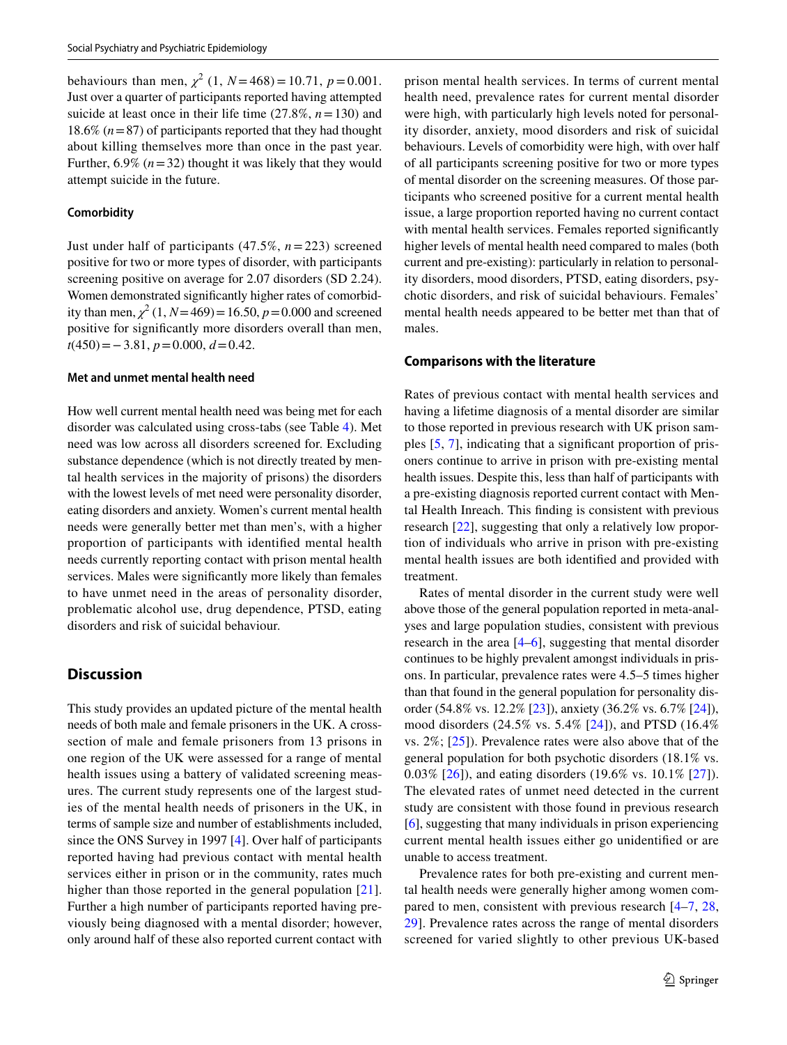behaviours than men, $\chi^2$ (1, $N = 468$) = 10.71, $p = 0.001$. Just over a quarter of participants reported having attempted suicide at least once in their life time (27.8%, $n = 130$) and 18.6% ($n = 87$) of participants reported that they had thought about killing themselves more than once in the past year. Further, 6.9% ($n = 32$) thought it was likely that they would attempt suicide in the future.

#### Comorbidity

Just under half of participants (47.5%, $n = 223$) screened positive for two or more types of disorder, with participants screening positive on average for 2.07 disorders (SD 2.24). Women demonstrated significantly higher rates of comorbidity than men, $\chi^2$ (1, $N = 469$) = 16.50, $p = 0.000$ and screened positive for significantly more disorders overall than men, $t(450) = -3.81$, $p = 0.000$, $d = 0.42$.

#### Met and unmet mental health need

How well current mental health need was being met for each disorder was calculated using cross-tabs (see Table 4). Met need was low across all disorders screened for. Excluding substance dependence (which is not directly treated by mental health services in the majority of prisons) the disorders with the lowest levels of met need were personality disorder, eating disorders and anxiety. Women's current mental health needs were generally better met than men's, with a higher proportion of participants with identified mental health needs currently reporting contact with prison mental health services. Males were significantly more likely than females to have unmet need in the areas of personality disorder, problematic alcohol use, drug dependence, PTSD, eating disorders and risk of suicidal behaviour.

## Discussion

This study provides an updated picture of the mental health needs of both male and female prisoners in the UK. A cross-section of male and female prisoners from 13 prisons in one region of the UK were assessed for a range of mental health issues using a battery of validated screening measures. The current study represents one of the largest studies of the mental health needs of prisoners in the UK, in terms of sample size and number of establishments included, since the ONS Survey in 1997 [4]. Over half of participants reported having had previous contact with mental health services either in prison or in the community, rates much higher than those reported in the general population [21]. Further a high number of participants reported having previously being diagnosed with a mental disorder; however, only around half of these also reported current contact with prison mental health services. In terms of current mental health need, prevalence rates for current mental disorder were high, with particularly high levels noted for personality disorder, anxiety, mood disorders and risk of suicidal behaviours. Levels of comorbidity were high, with over half of all participants screening positive for two or more types of mental disorder on the screening measures. Of those participants who screened positive for a current mental health issue, a large proportion reported having no current contact with mental health services. Females reported significantly higher levels of mental health need compared to males (both current and pre-existing): particularly in relation to personality disorders, mood disorders, PTSD, eating disorders, psychotic disorders, and risk of suicidal behaviours. Females' mental health needs appeared to be better met than that of males.

### Comparisons with the literature

Rates of previous contact with mental health services and having a lifetime diagnosis of a mental disorder are similar to those reported in previous research with UK prison samples [5, 7], indicating that a significant proportion of prisoners continue to arrive in prison with pre-existing mental health issues. Despite this, less than half of participants with a pre-existing diagnosis reported current contact with Mental Health Inreach. This finding is consistent with previous research [22], suggesting that only a relatively low proportion of individuals who arrive in prison with pre-existing mental health issues are both identified and provided with treatment.

Rates of mental disorder in the current study were well above those of the general population reported in meta-analyses and large population studies, consistent with previous research in the area [4–6], suggesting that mental disorder continues to be highly prevalent amongst individuals in prisons. In particular, prevalence rates were 4.5–5 times higher than that found in the general population for personality disorder (54.8% vs. 12.2% [23]), anxiety (36.2% vs. 6.7% [24]), mood disorders (24.5% vs. 5.4% [24]), and PTSD (16.4% vs. 2%; [25]). Prevalence rates were also above that of the general population for both psychotic disorders (18.1% vs. 0.03% [26]), and eating disorders (19.6% vs. 10.1% [27]). The elevated rates of unmet need detected in the current study are consistent with those found in previous research [6], suggesting that many individuals in prison experiencing current mental health issues either go unidentified or are unable to access treatment.

Prevalence rates for both pre-existing and current mental health needs were generally higher among women compared to men, consistent with previous research [4–7, 28, 29]. Prevalence rates across the range of mental disorders screened for varied slightly to other previous UK-based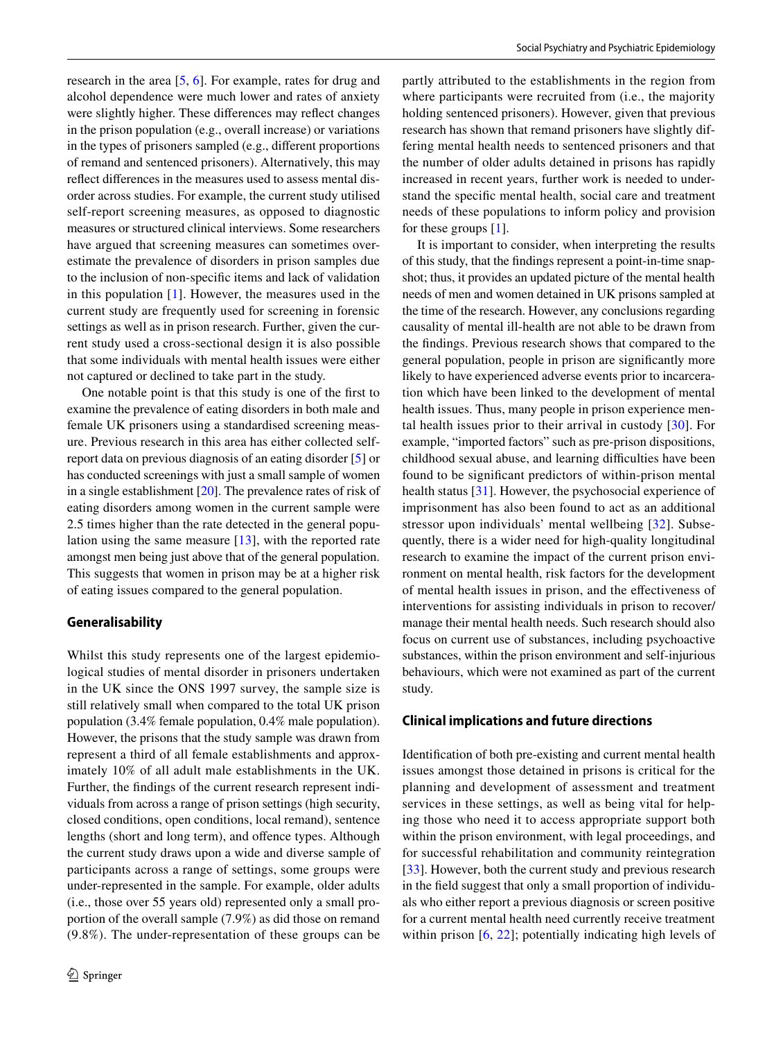research in the area [5, 6]. For example, rates for drug and alcohol dependence were much lower and rates of anxiety were slightly higher. These differences may reflect changes in the prison population (e.g., overall increase) or variations in the types of prisoners sampled (e.g., different proportions of remand and sentenced prisoners). Alternatively, this may reflect differences in the measures used to assess mental disorder across studies. For example, the current study utilised self-report screening measures, as opposed to diagnostic measures or structured clinical interviews. Some researchers have argued that screening measures can sometimes overestimate the prevalence of disorders in prison samples due to the inclusion of non-specific items and lack of validation in this population [1]. However, the measures used in the current study are frequently used for screening in forensic settings as well as in prison research. Further, given the current study used a cross-sectional design it is also possible that some individuals with mental health issues were either not captured or declined to take part in the study.

One notable point is that this study is one of the first to examine the prevalence of eating disorders in both male and female UK prisoners using a standardised screening measure. Previous research in this area has either collected self-report data on previous diagnosis of an eating disorder [5] or has conducted screenings with just a small sample of women in a single establishment [20]. The prevalence rates of risk of eating disorders among women in the current sample were 2.5 times higher than the rate detected in the general population using the same measure [13], with the reported rate amongst men being just above that of the general population. This suggests that women in prison may be at a higher risk of eating issues compared to the general population.

## Generalisability

Whilst this study represents one of the largest epidemiological studies of mental disorder in prisoners undertaken in the UK since the ONS 1997 survey, the sample size is still relatively small when compared to the total UK prison population (3.4% female population, 0.4% male population). However, the prisons that the study sample was drawn from represent a third of all female establishments and approximately 10% of all adult male establishments in the UK. Further, the findings of the current research represent individuals from across a range of prison settings (high security, closed conditions, open conditions, local remand), sentence lengths (short and long term), and offence types. Although the current study draws upon a wide and diverse sample of participants across a range of settings, some groups were under-represented in the sample. For example, older adults (i.e., those over 55 years old) represented only a small proportion of the overall sample (7.9%) as did those on remand (9.8%). The under-representation of these groups can be partly attributed to the establishments in the region from where participants were recruited from (i.e., the majority holding sentenced prisoners). However, given that previous research has shown that remand prisoners have slightly differing mental health needs to sentenced prisoners and that the number of older adults detained in prisons has rapidly increased in recent years, further work is needed to understand the specific mental health, social care and treatment needs of these populations to inform policy and provision for these groups [1].

It is important to consider, when interpreting the results of this study, that the findings represent a point-in-time snapshot; thus, it provides an updated picture of the mental health needs of men and women detained in UK prisons sampled at the time of the research. However, any conclusions regarding causality of mental ill-health are not able to be drawn from the findings. Previous research shows that compared to the general population, people in prison are significantly more likely to have experienced adverse events prior to incarceration which have been linked to the development of mental health issues. Thus, many people in prison experience mental health issues prior to their arrival in custody [30]. For example, "imported factors" such as pre-prison dispositions, childhood sexual abuse, and learning difficulties have been found to be significant predictors of within-prison mental health status [31]. However, the psychosocial experience of imprisonment has also been found to act as an additional stressor upon individuals' mental wellbeing [32]. Subsequently, there is a wider need for high-quality longitudinal research to examine the impact of the current prison environment on mental health, risk factors for the development of mental health issues in prison, and the effectiveness of interventions for assisting individuals in prison to recover/manage their mental health needs. Such research should also focus on current use of substances, including psychoactive substances, within the prison environment and self-injurious behaviours, which were not examined as part of the current study.

## Clinical implications and future directions

Identification of both pre-existing and current mental health issues amongst those detained in prisons is critical for the planning and development of assessment and treatment services in these settings, as well as being vital for helping those who need it to access appropriate support both within the prison environment, with legal proceedings, and for successful rehabilitation and community reintegration [33]. However, both the current study and previous research in the field suggest that only a small proportion of individuals who either report a previous diagnosis or screen positive for a current mental health need currently receive treatment within prison [6, 22]; potentially indicating high levels of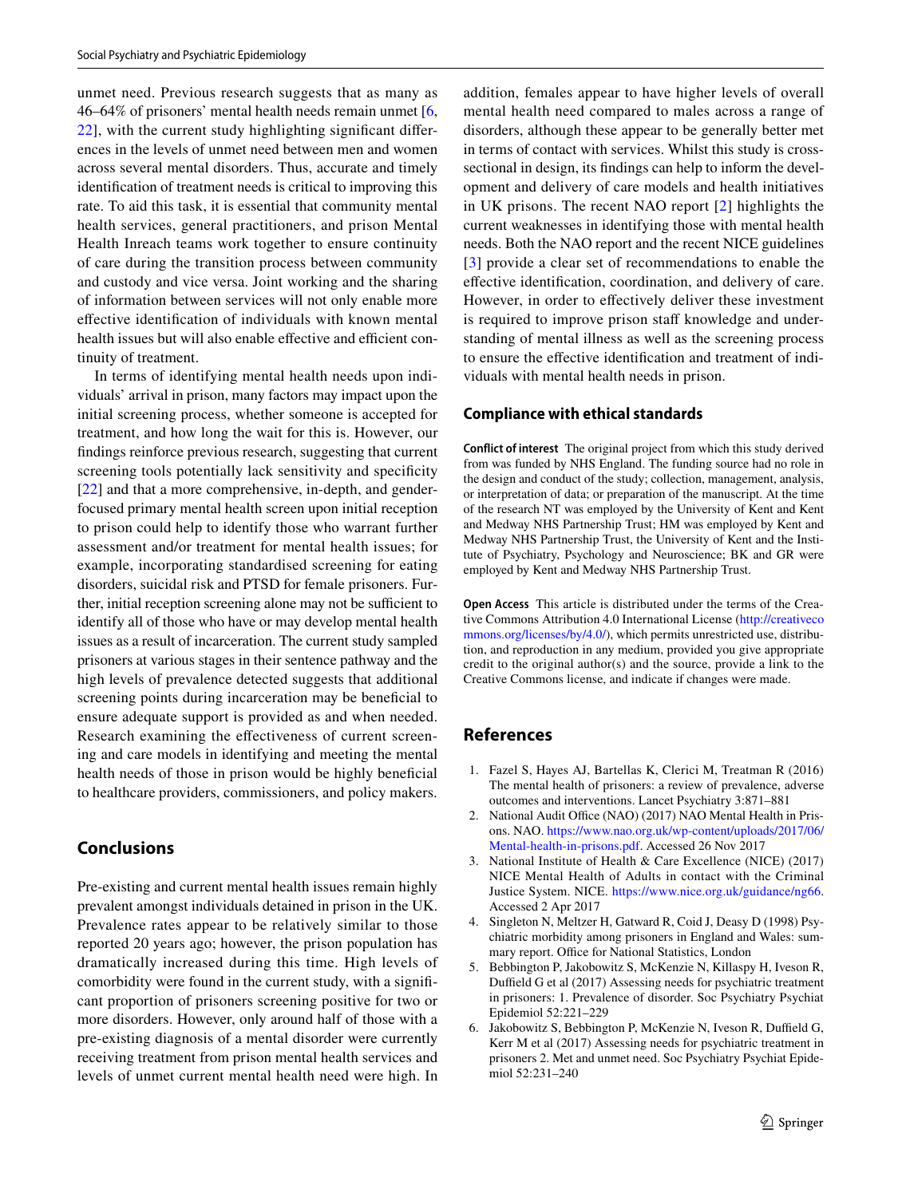unmet need. Previous research suggests that as many as 46–64% of prisoners' mental health needs remain unmet [6, 22], with the current study highlighting significant differences in the levels of unmet need between men and women across several mental disorders. Thus, accurate and timely identification of treatment needs is critical to improving this rate. To aid this task, it is essential that community mental health services, general practitioners, and prison Mental Health Inreach teams work together to ensure continuity of care during the transition process between community and custody and vice versa. Joint working and the sharing of information between services will not only enable more effective identification of individuals with known mental health issues but will also enable effective and efficient continuity of treatment.

In terms of identifying mental health needs upon individuals' arrival in prison, many factors may impact upon the initial screening process, whether someone is accepted for treatment, and how long the wait for this is. However, our findings reinforce previous research, suggesting that current screening tools potentially lack sensitivity and specificity [22] and that a more comprehensive, in-depth, and gender-focused primary mental health screen upon initial reception to prison could help to identify those who warrant further assessment and/or treatment for mental health issues; for example, incorporating standardised screening for eating disorders, suicidal risk and PTSD for female prisoners. Further, initial reception screening alone may not be sufficient to identify all of those who have or may develop mental health issues as a result of incarceration. The current study sampled prisoners at various stages in their sentence pathway and the high levels of prevalence detected suggests that additional screening points during incarceration may be beneficial to ensure adequate support is provided as and when needed. Research examining the effectiveness of current screening and care models in identifying and meeting the mental health needs of those in prison would be highly beneficial to healthcare providers, commissioners, and policy makers.

## Conclusions

Pre-existing and current mental health issues remain highly prevalent amongst individuals detained in prison in the UK. Prevalence rates appear to be relatively similar to those reported 20 years ago; however, the prison population has dramatically increased during this time. High levels of comorbidity were found in the current study, with a significant proportion of prisoners screening positive for two or more disorders. However, only around half of those with a pre-existing diagnosis of a mental disorder were currently receiving treatment from prison mental health services and levels of unmet current mental health need were high. In addition, females appear to have higher levels of overall mental health need compared to males across a range of disorders, although these appear to be generally better met in terms of contact with services. Whilst this study is cross-sectional in design, its findings can help to inform the development and delivery of care models and health initiatives in UK prisons. The recent NAO report [2] highlights the current weaknesses in identifying those with mental health needs. Both the NAO report and the recent NICE guidelines [3] provide a clear set of recommendations to enable the effective identification, coordination, and delivery of care. However, in order to effectively deliver these investment is required to improve prison staff knowledge and understanding of mental illness as well as the screening process to ensure the effective identification and treatment of individuals with mental health needs in prison.

### Compliance with ethical standards

**Conflict of interest** The original project from which this study derived from was funded by NHS England. The funding source had no role in the design and conduct of the study; collection, management, analysis, or interpretation of data; or preparation of the manuscript. At the time of the research NT was employed by the University of Kent and Kent and Medway NHS Partnership Trust; HM was employed by Kent and Medway NHS Partnership Trust, the University of Kent and the Institute of Psychiatry, Psychology and Neuroscience; BK and GR were employed by Kent and Medway NHS Partnership Trust.

**Open Access** This article is distributed under the terms of the Creative Commons Attribution 4.0 International License (http://creativecommons.org/licenses/by/4.0/), which permits unrestricted use, distribution, and reproduction in any medium, provided you give appropriate credit to the original author(s) and the source, provide a link to the Creative Commons license, and indicate if changes were made.

## References

1. Fazel S, Hayes AJ, Bartellas K, Clerici M, Treatman R (2016) The mental health of prisoners: a review of prevalence, adverse outcomes and interventions. Lancet Psychiatry 3:871–881
2. National Audit Office (NAO) (2017) NAO Mental Health in Prisons. NAO. https://www.nao.org.uk/wp-content/uploads/2017/06/Mental-health-in-prisons.pdf. Accessed 26 Nov 2017
3. National Institute of Health & Care Excellence (NICE) (2017) NICE Mental Health of Adults in contact with the Criminal Justice System. NICE. https://www.nice.org.uk/guidance/ng66. Accessed 2 Apr 2017
4. Singleton N, Meltzer H, Gatward R, Coid J, Deasy D (1998) Psychiatric morbidity among prisoners in England and Wales: summary report. Office for National Statistics, London
5. Bebbington P, Jakobowitz S, McKenzie N, Killaspy H, Iveson R, Duffield G et al (2017) Assessing needs for psychiatric treatment in prisoners: 1. Prevalence of disorder. Soc Psychiatry Psychiat Epidemiol 52:221–229
6. Jakobowitz S, Bebbington P, McKenzie N, Iveson R, Duffield G, Kerr M et al (2017) Assessing needs for psychiatric treatment in prisoners 2. Met and unmet need. Soc Psychiatry Psychiat Epidemiol 52:231–240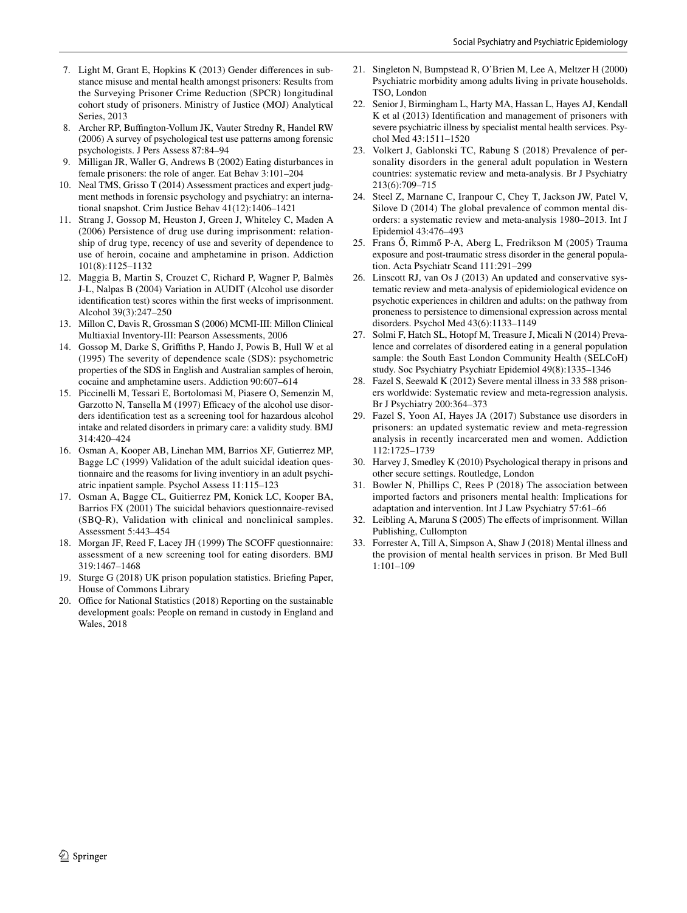7. Light M, Grant E, Hopkins K (2013) Gender differences in substance misuse and mental health amongst prisoners: Results from the Surveying Prisoner Crime Reduction (SPCR) longitudinal cohort study of prisoners. Ministry of Justice (MOJ) Analytical Series, 2013
8. Archer RP, Buffington-Vollum JK, Vauter Stredny R, Handel RW (2006) A survey of psychological test use patterns among forensic psychologists. J Pers Assess 87:84–94
9. Milligan JR, Waller G, Andrews B (2002) Eating disturbances in female prisoners: the role of anger. Eat Behav 3:101–204
10. Neal TMS, Grisso T (2014) Assessment practices and expert judgment methods in forensic psychology and psychiatry: an international snapshot. Crim Justice Behav 41(12):1406–1421
11. Strang J, Gossop M, Heuston J, Green J, Whiteley C, Maden A (2006) Persistence of drug use during imprisonment: relationship of drug type, recency of use and severity of dependence to use of heroin, cocaine and amphetamine in prison. Addiction 101(8):1125–1132
12. Maggia B, Martin S, Crouzet C, Richard P, Wagner P, Balmès J-L, Nalpas B (2004) Variation in AUDIT (Alcohol use disorder identification test) scores within the first weeks of imprisonment. Alcohol 39(3):247–250
13. Millon C, Davis R, Grossman S (2006) MCMI-III: Millon Clinical Multiaxial Inventory-III: Pearson Assessments, 2006
14. Gossop M, Darke S, Griffiths P, Hando J, Powis B, Hull W et al (1995) The severity of dependence scale (SDS): psychometric properties of the SDS in English and Australian samples of heroin, cocaine and amphetamine users. Addiction 90:607–614
15. Piccinelli M, Tessari E, Bortolomasi M, Piasere O, Semenzin M, Garzotto N, Tansella M (1997) Efficacy of the alcohol use disorders identification test as a screening tool for hazardous alcohol intake and related disorders in primary care: a validity study. BMJ 314:420–424
16. Osman A, Kooper AB, Linehan MM, Barrios XF, Gutierrez MP, Bagge LC (1999) Validation of the adult suicidal ideation questionnaire and the reasoms for living inventiory in an adult psychiatric inpatient sample. Psychol Assess 11:115–123
17. Osman A, Bagge CL, Guitierrez PM, Konick LC, Kooper BA, Barrios FX (2001) The suicidal behaviors questionnaire-revised (SBQ-R), Validation with clinical and nonclinical samples. Assessment 5:443–454
18. Morgan JF, Reed F, Lacey JH (1999) The SCOFF questionnaire: assessment of a new screening tool for eating disorders. BMJ 319:1467–1468
19. Sturge G (2018) UK prison population statistics. Briefing Paper, House of Commons Library
20. Office for National Statistics (2018) Reporting on the sustainable development goals: People on remand in custody in England and Wales, 2018
21. Singleton N, Bumpstead R, O'Brien M, Lee A, Meltzer H (2000) Psychiatric morbidity among adults living in private households. TSO, London
22. Senior J, Birmingham L, Harty MA, Hassan L, Hayes AJ, Kendall K et al (2013) Identification and management of prisoners with severe psychiatric illness by specialist mental health services. Psychol Med 43:1511–1520
23. Volkert J, Gablonski TC, Rabung S (2018) Prevalence of personality disorders in the general adult population in Western countries: systematic review and meta-analysis. Br J Psychiatry 213(6):709–715
24. Steel Z, Marnane C, Iranpour C, Chey T, Jackson JW, Patel V, Silove D (2014) The global prevalence of common mental disorders: a systematic review and meta-analysis 1980–2013. Int J Epidemiol 43:476–493
25. Frans Ő, Rimmő P-A, Aberg L, Fredrikson M (2005) Trauma exposure and post-traumatic stress disorder in the general population. Acta Psychiatr Scand 111:291–299
26. Linscott RJ, van Os J (2013) An updated and conservative systematic review and meta-analysis of epidemiological evidence on psychotic experiences in children and adults: on the pathway from proneness to persistence to dimensional expression across mental disorders. Psychol Med 43(6):1133–1149
27. Solmi F, Hatch SL, Hotopf M, Treasure J, Micali N (2014) Prevalence and correlates of disordered eating in a general population sample: the South East London Community Health (SELCoH) study. Soc Psychiatry Psychiatr Epidemiol 49(8):1335–1346
28. Fazel S, Seewald K (2012) Severe mental illness in 33 588 prisoners worldwide: Systematic review and meta-regression analysis. Br J Psychiatry 200:364–373
29. Fazel S, Yoon AI, Hayes JA (2017) Substance use disorders in prisoners: an updated systematic review and meta-regression analysis in recently incarcerated men and women. Addiction 112:1725–1739
30. Harvey J, Smedley K (2010) Psychological therapy in prisons and other secure settings. Routledge, London
31. Bowler N, Phillips C, Rees P (2018) The association between imported factors and prisoners mental health: Implications for adaptation and intervention. Int J Law Psychiatry 57:61–66
32. Leibling A, Maruna S (2005) The effects of imprisonment. Willan Publishing, Cullompton
33. Forrester A, Till A, Simpson A, Shaw J (2018) Mental illness and the provision of mental health services in prison. Br Med Bull 1:101–109